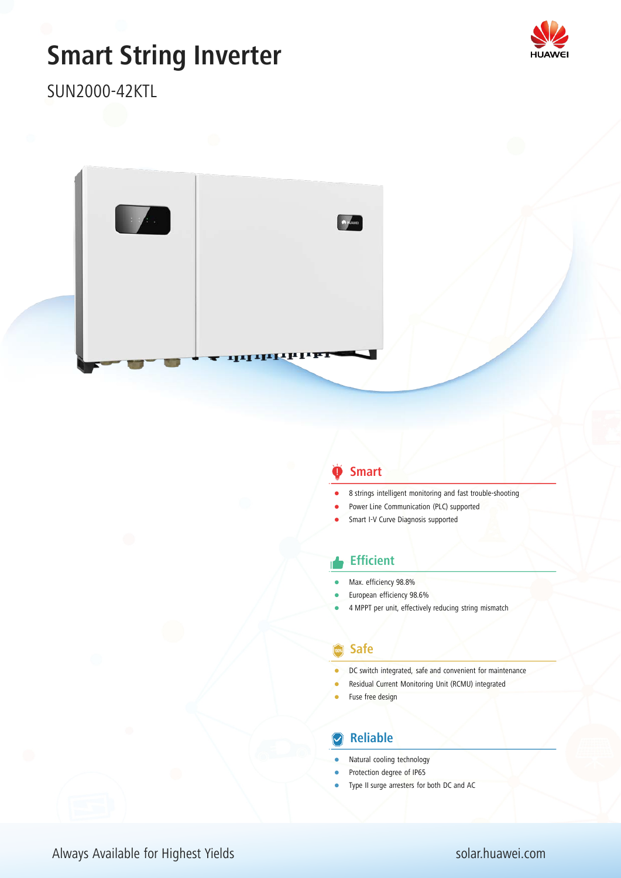# Smart String Inverter

SUN2000-42KTL

HUAWEI

## Smart

- 8 strings intelligent monitoring and fast trouble-shooting
- Power Line Communication (PLC) supported
- Smart I-V Curve Diagnosis supported

## Efficient

- Max. efficiency 98.8%
- European efficiency 98.6%
- 4 MPPT per unit, effectively reducing string mismatch

## Safe

- DC switch integrated, safe and convenient for maintenance
- Residual Current Monitoring Unit (RCMU) integrated
- Fuse free design

## Reliable

- Natural cooling technology
- Protection degree of IP65
- Type II surge arresters for both DC and AC

Always Available for Highest Yields

solar.huawei.com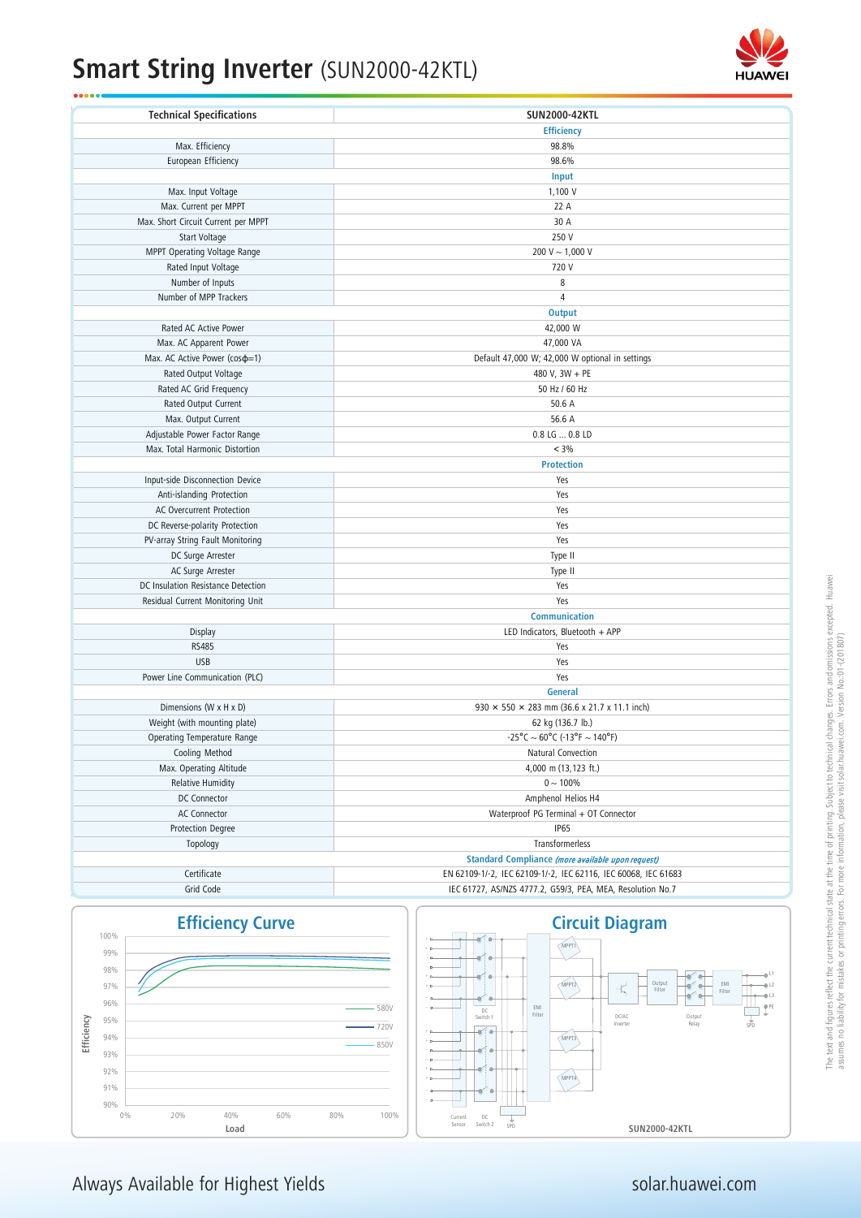# Smart String Inverter (SUN2000-42KTL)

| Technical Specifications | SUN2000-42KTL |
|---|---|
| **Efficiency** | |
| Max. Efficiency | 98.8% |
| European Efficiency | 98.6% |
| **Input** | |
| Max. Input Voltage | 1,100 V |
| Max. Current per MPPT | 22 A |
| Max. Short Circuit Current per MPPT | 30 A |
| Start Voltage | 250 V |
| MPPT Operating Voltage Range | 200 V ~ 1,000 V |
| Rated Input Voltage | 720 V |
| Number of Inputs | 8 |
| Number of MPP Trackers | 4 |
| **Output** | |
| Rated AC Active Power | 42,000 W |
| Max. AC Apparent Power | 47,000 VA |
| Max. AC Active Power (cosϕ=1) | Default 47,000 W; 42,000 W optional in settings |
| Rated Output Voltage | 480 V, 3W + PE |
| Rated AC Grid Frequency | 50 Hz / 60 Hz |
| Rated Output Current | 50.6 A |
| Max. Output Current | 56.6 A |
| Adjustable Power Factor Range | 0.8 LG ... 0.8 LD |
| Max. Total Harmonic Distortion | < 3% |
| **Protection** | |
| Input-side Disconnection Device | Yes |
| Anti-islanding Protection | Yes |
| AC Overcurrent Protection | Yes |
| DC Reverse-polarity Protection | Yes |
| PV-array String Fault Monitoring | Yes |
| DC Surge Arrester | Type II |
| AC Surge Arrester | Type II |
| DC Insulation Resistance Detection | Yes |
| Residual Current Monitoring Unit | Yes |
| **Communication** | |
| Display | LED Indicators, Bluetooth + APP |
| RS485 | Yes |
| USB | Yes |
| Power Line Communication (PLC) | Yes |
| **General** | |
| Dimensions (W x H x D) | 930 × 550 × 283 mm (36.6 x 21.7 x 11.1 inch) |
| Weight (with mounting plate) | 62 kg (136.7 lb.) |
| Operating Temperature Range | -25°C ~ 60°C (-13°F ~ 140°F) |
| Cooling Method | Natural Convection |
| Max. Operating Altitude | 4,000 m (13,123 ft.) |
| Relative Humidity | 0 ~ 100% |
| DC Connector | Amphenol Helios H4 |
| AC Connector | Waterproof PG Terminal + OT Connector |
| Protection Degree | IP65 |
| Topology | Transformerless |
| **Standard Compliance** *(more available upon request)* | |
| Certificate | EN 62109-1/-2, IEC 62109-1/-2, IEC 62116, IEC 60068, IEC 61683 |
| Grid Code | IEC 61727, AS/NZS 4777.2, G59/3, PEA, MEA, Resolution No.7 |

## Efficiency Curve

Efficiency
100%
99%
98%
97%
96%
95%
94%
93%
92%
91%
90%
0%
20%
40%
60%
80%
100%
Load
580V
720V
850V

## Circuit Diagram

Current Sensor
DC Switch 1
DC Switch 2
SPD
EMI Filter
MPPT1
MPPT2
MPPT3
MPPT4
DC/AC Inverter
Output Filter
Output Relay
EMI Filter
L1
L2
L3
PE
SPD
SUN2000-42KTL

The text and figures reflect the current technical state at the time of printing. Subject to technical changes. Errors and omissions excepted. Huawei assumes no liability for mistakes or printing errors. For more information, please visit solar.huawei.com. Version No.:01-(20180?)

Always Available for Highest Yields

solar.huawei.com